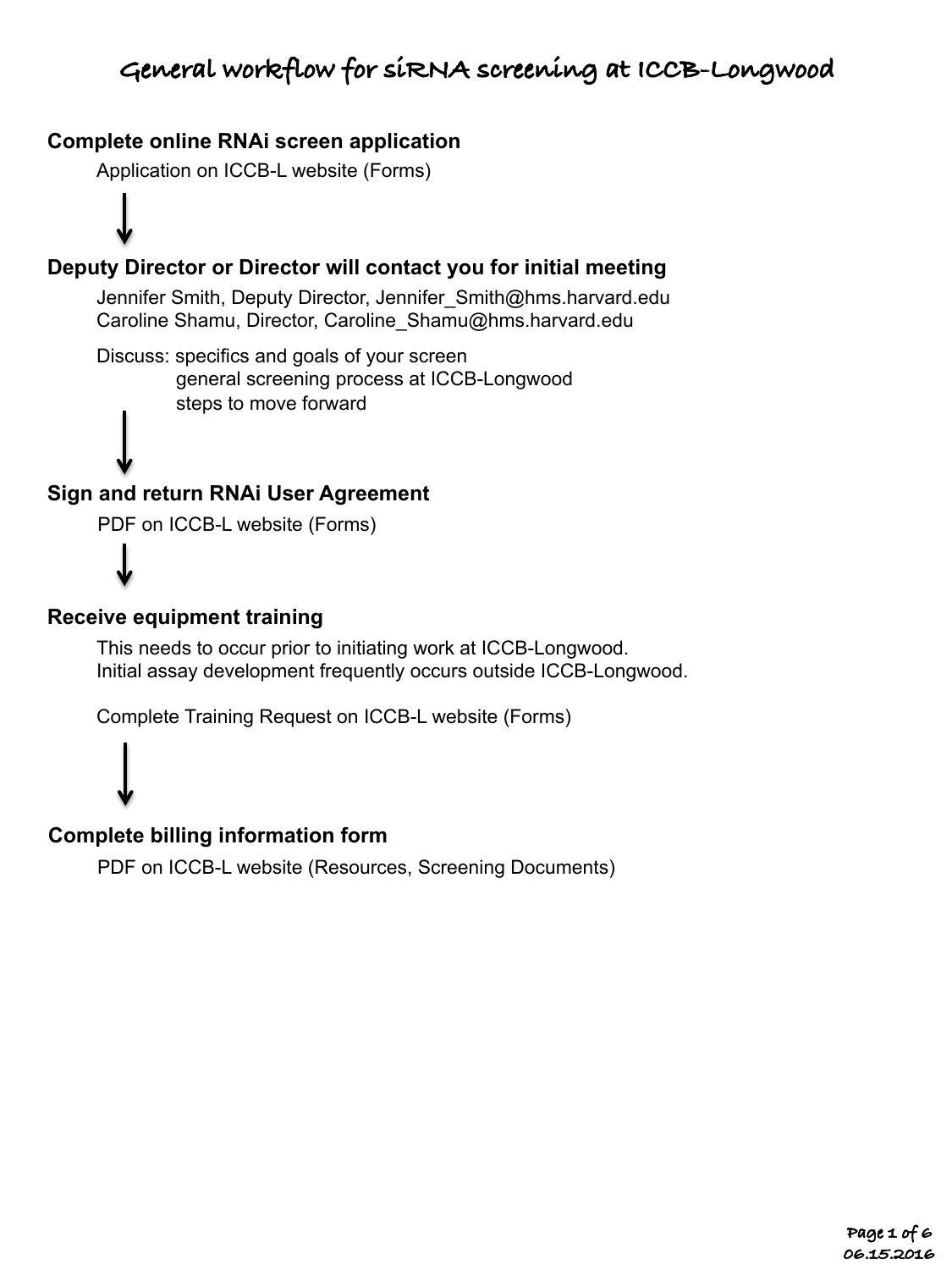# General workflow for siRNA screening at ICCB-Longwood

**Complete online RNAi screen application**

Application on ICCB-L website (Forms)

↓

**Deputy Director or Director will contact you for initial meeting**

Jennifer Smith, Deputy Director, Jennifer_Smith@hms.harvard.edu
Caroline Shamu, Director, Caroline_Shamu@hms.harvard.edu

Discuss: specifics and goals of your screen
general screening process at ICCB-Longwood
steps to move forward

↓

**Sign and return RNAi User Agreement**

PDF on ICCB-L website (Forms)

↓

**Receive equipment training**

This needs to occur prior to initiating work at ICCB-Longwood.
Initial assay development frequently occurs outside ICCB-Longwood.

Complete Training Request on ICCB-L website (Forms)

↓

**Complete billing information form**

PDF on ICCB-L website (Resources, Screening Documents)

06.15.2016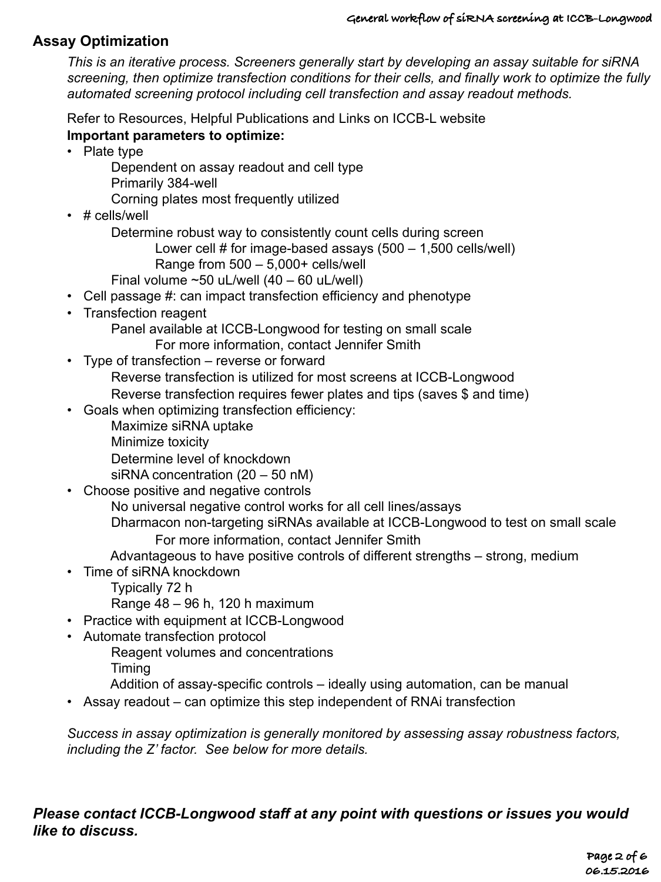## Assay Optimization

*This is an iterative process. Screeners generally start by developing an assay suitable for siRNA screening, then optimize transfection conditions for their cells, and finally work to optimize the fully automated screening protocol including cell transfection and assay readout methods.*

Refer to Resources, Helpful Publications and Links on ICCB-L website

**Important parameters to optimize:**

- Plate type
  - Dependent on assay readout and cell type
  - Primarily 384-well
  - Corning plates most frequently utilized
- # cells/well
  - Determine robust way to consistently count cells during screen
    - Lower cell # for image-based assays (500 – 1,500 cells/well)
    - Range from 500 – 5,000+ cells/well
  - Final volume ~50 uL/well (40 – 60 uL/well)
- Cell passage #: can impact transfection efficiency and phenotype
- Transfection reagent
  - Panel available at ICCB-Longwood for testing on small scale
    - For more information, contact Jennifer Smith
- Type of transfection – reverse or forward
  - Reverse transfection is utilized for most screens at ICCB-Longwood
  - Reverse transfection requires fewer plates and tips (saves $ and time)
- Goals when optimizing transfection efficiency:
  - Maximize siRNA uptake
  - Minimize toxicity
  - Determine level of knockdown
  - siRNA concentration (20 – 50 nM)
- Choose positive and negative controls
  - No universal negative control works for all cell lines/assays
  - Dharmacon non-targeting siRNAs available at ICCB-Longwood to test on small scale
    - For more information, contact Jennifer Smith
  - Advantageous to have positive controls of different strengths – strong, medium
- Time of siRNA knockdown
  - Typically 72 h
  - Range 48 – 96 h, 120 h maximum
- Practice with equipment at ICCB-Longwood
- Automate transfection protocol
  - Reagent volumes and concentrations
  - Timing
  - Addition of assay-specific controls – ideally using automation, can be manual
- Assay readout – can optimize this step independent of RNAi transfection

*Success in assay optimization is generally monitored by assessing assay robustness factors, including the Z' factor. See below for more details.*

***Please contact ICCB-Longwood staff at any point with questions or issues you would like to discuss.***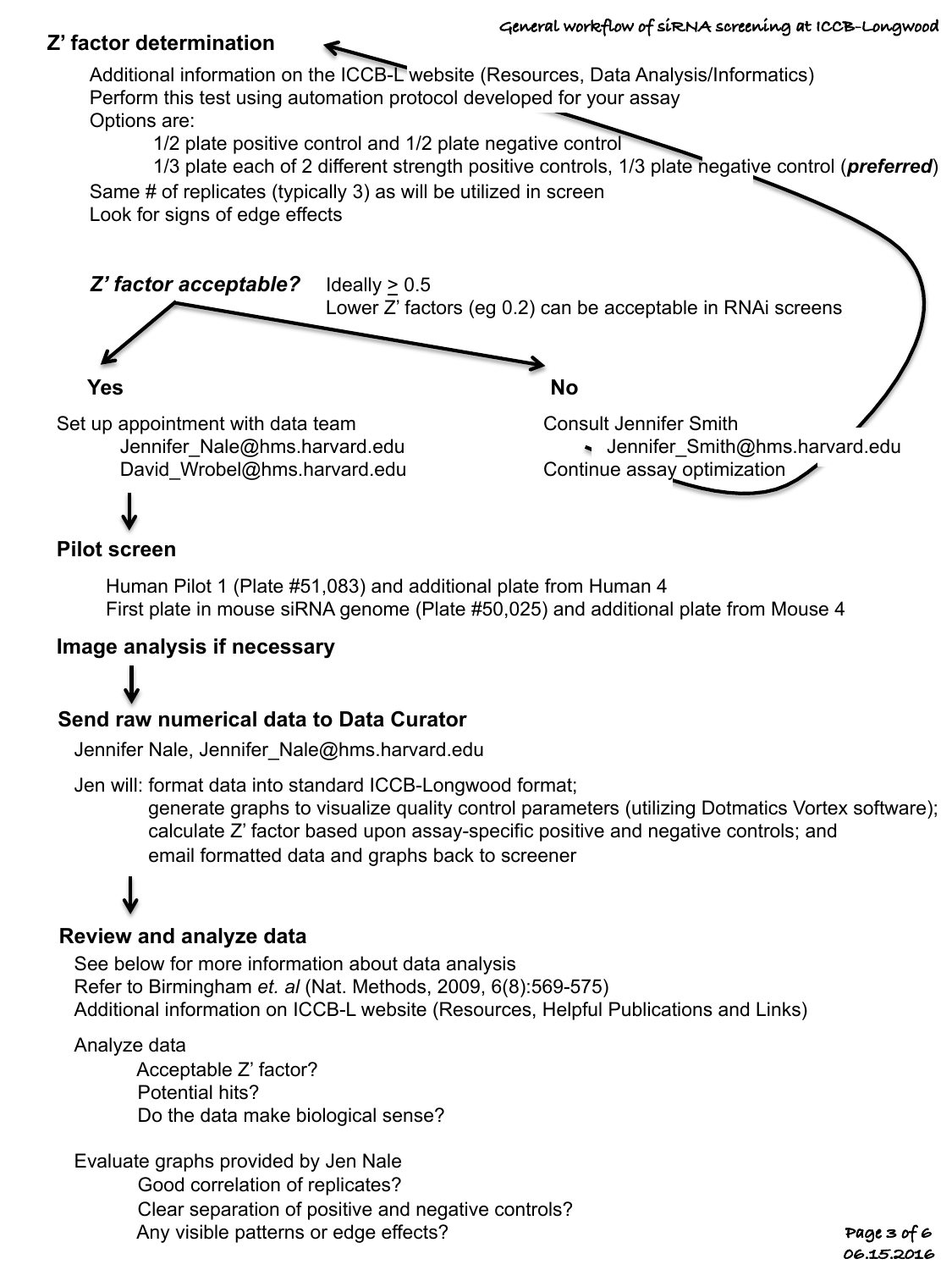## Z' factor determination

Additional information on the ICCB-L website (Resources, Data Analysis/Informatics)
Perform this test using automation protocol developed for your assay
Options are:

- 1/2 plate positive control and 1/2 plate negative control
- 1/3 plate each of 2 different strength positive controls, 1/3 plate negative control (***preferred***)

Same # of replicates (typically 3) as will be utilized in screen
Look for signs of edge effects

***Z' factor acceptable?*** Ideally ≥ 0.5
Lower Z' factors (eg 0.2) can be acceptable in RNAi screens

**Yes**

Set up appointment with data team
Jennifer_Nale@hms.harvard.edu
David_Wrobel@hms.harvard.edu

**No**

Consult Jennifer Smith
Jennifer_Smith@hms.harvard.edu
Continue assay optimization

## Pilot screen

Human Pilot 1 (Plate #51,083) and additional plate from Human 4
First plate in mouse siRNA genome (Plate #50,025) and additional plate from Mouse 4

## Image analysis if necessary

## Send raw numerical data to Data Curator

Jennifer Nale, Jennifer_Nale@hms.harvard.edu

Jen will: format data into standard ICCB-Longwood format;
generate graphs to visualize quality control parameters (utilizing Dotmatics Vortex software);
calculate Z' factor based upon assay-specific positive and negative controls; and
email formatted data and graphs back to screener

## Review and analyze data

See below for more information about data analysis
Refer to Birmingham *et. al* (Nat. Methods, 2009, 6(8):569-575)
Additional information on ICCB-L website (Resources, Helpful Publications and Links)

Analyze data

- Acceptable Z' factor?
- Potential hits?
- Do the data make biological sense?

Evaluate graphs provided by Jen Nale

- Good correlation of replicates?
- Clear separation of positive and negative controls?
- Any visible patterns or edge effects?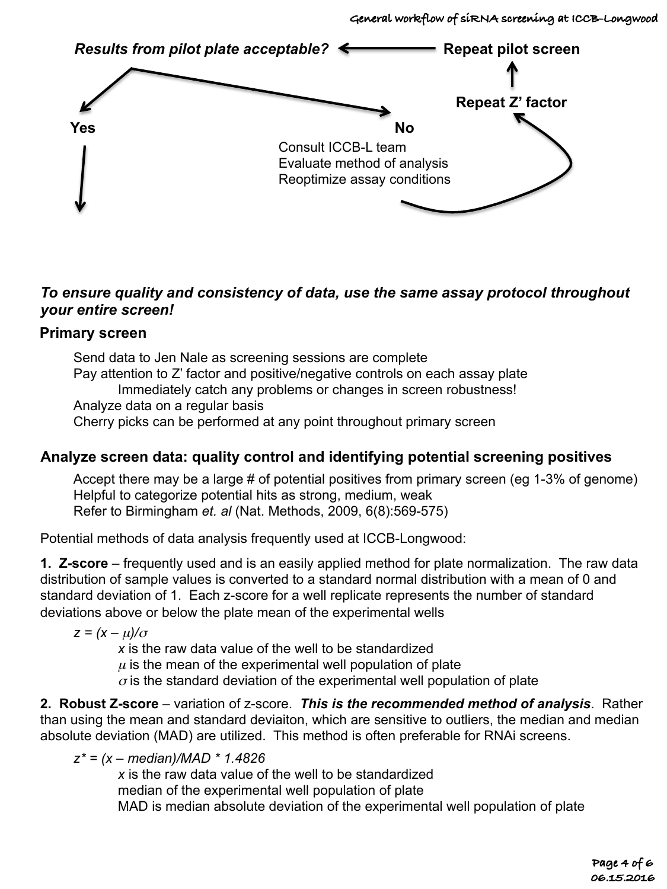*Results from pilot plate acceptable?* ← **Repeat pilot screen**

↑

**Repeat Z' factor**

**Yes**

**No**

Consult ICCB-L team
Evaluate method of analysis
Reoptimize assay conditions

***To ensure quality and consistency of data, use the same assay protocol throughout your entire screen!***

## Primary screen

Send data to Jen Nale as screening sessions are complete
Pay attention to Z' factor and positive/negative controls on each assay plate
 Immediately catch any problems or changes in screen robustness!
Analyze data on a regular basis
Cherry picks can be performed at any point throughout primary screen

## Analyze screen data: quality control and identifying potential screening positives

Accept there may be a large # of potential positives from primary screen (eg 1-3% of genome)
Helpful to categorize potential hits as strong, medium, weak
Refer to Birmingham *et. al* (Nat. Methods, 2009, 6(8):569-575)

Potential methods of data analysis frequently used at ICCB-Longwood:

**1. Z-score** – frequently used and is an easily applied method for plate normalization. The raw data distribution of sample values is converted to a standard normal distribution with a mean of 0 and standard deviation of 1. Each z-score for a well replicate represents the number of standard deviations above or below the plate mean of the experimental wells

$z = (x - \mu)/\sigma$

 $x$ is the raw data value of the well to be standardized
 $\mu$ is the mean of the experimental well population of plate
 $\sigma$ is the standard deviation of the experimental well population of plate

**2. Robust Z-score** – variation of z-score. ***This is the recommended method of analysis***. Rather than using the mean and standard deviaiton, which are sensitive to outliers, the median and median absolute deviation (MAD) are utilized. This method is often preferable for RNAi screens.

$z^* = (x - \text{median})/\text{MAD} * 1.4826$

 $x$ is the raw data value of the well to be standardized
 median of the experimental well population of plate
 MAD is median absolute deviation of the experimental well population of plate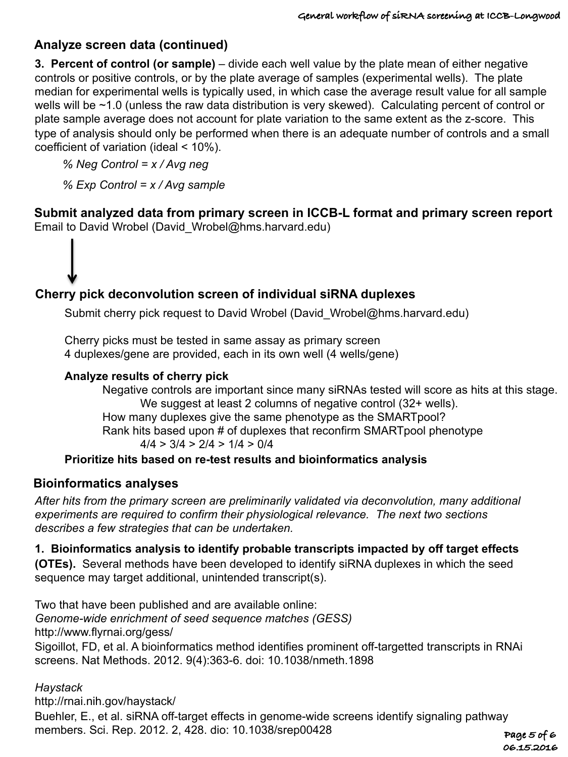## Analyze screen data (continued)

**3. Percent of control (or sample)** – divide each well value by the plate mean of either negative controls or positive controls, or by the plate average of samples (experimental wells). The plate median for experimental wells is typically used, in which case the average result value for all sample wells will be ~1.0 (unless the raw data distribution is very skewed). Calculating percent of control or plate sample average does not account for plate variation to the same extent as the z-score. This type of analysis should only be performed when there is an adequate number of controls and a small coefficient of variation (ideal < 10%).

*% Neg Control = x / Avg neg*

*% Exp Control = x / Avg sample*

## Submit analyzed data from primary screen in ICCB-L format and primary screen report

Email to David Wrobel (David_Wrobel@hms.harvard.edu)

↓

## Cherry pick deconvolution screen of individual siRNA duplexes

Submit cherry pick request to David Wrobel (David_Wrobel@hms.harvard.edu)

Cherry picks must be tested in same assay as primary screen
4 duplexes/gene are provided, each in its own well (4 wells/gene)

**Analyze results of cherry pick**

Negative controls are important since many siRNAs tested will score as hits at this stage.
We suggest at least 2 columns of negative control (32+ wells).
How many duplexes give the same phenotype as the SMARTpool?
Rank hits based upon # of duplexes that reconfirm SMARTpool phenotype
4/4 > 3/4 > 2/4 > 1/4 > 0/4

**Prioritize hits based on re-test results and bioinformatics analysis**

## Bioinformatics analyses

*After hits from the primary screen are preliminarily validated via deconvolution, many additional experiments are required to confirm their physiological relevance. The next two sections describes a few strategies that can be undertaken.*

**1. Bioinformatics analysis to identify probable transcripts impacted by off target effects (OTEs).** Several methods have been developed to identify siRNA duplexes in which the seed sequence may target additional, unintended transcript(s).

Two that have been published and are available online:
*Genome-wide enrichment of seed sequence matches (GESS)*
http://www.flyrnai.org/gess/
Sigoillot, FD, et al. A bioinformatics method identifies prominent off-targetted transcripts in RNAi screens. Nat Methods. 2012. 9(4):363-6. doi: 10.1038/nmeth.1898

*Haystack*
http://rnai.nih.gov/haystack/
Buehler, E., et al. siRNA off-target effects in genome-wide screens identify signaling pathway members. Sci. Rep. 2012. 2, 428. dio: 10.1038/srep00428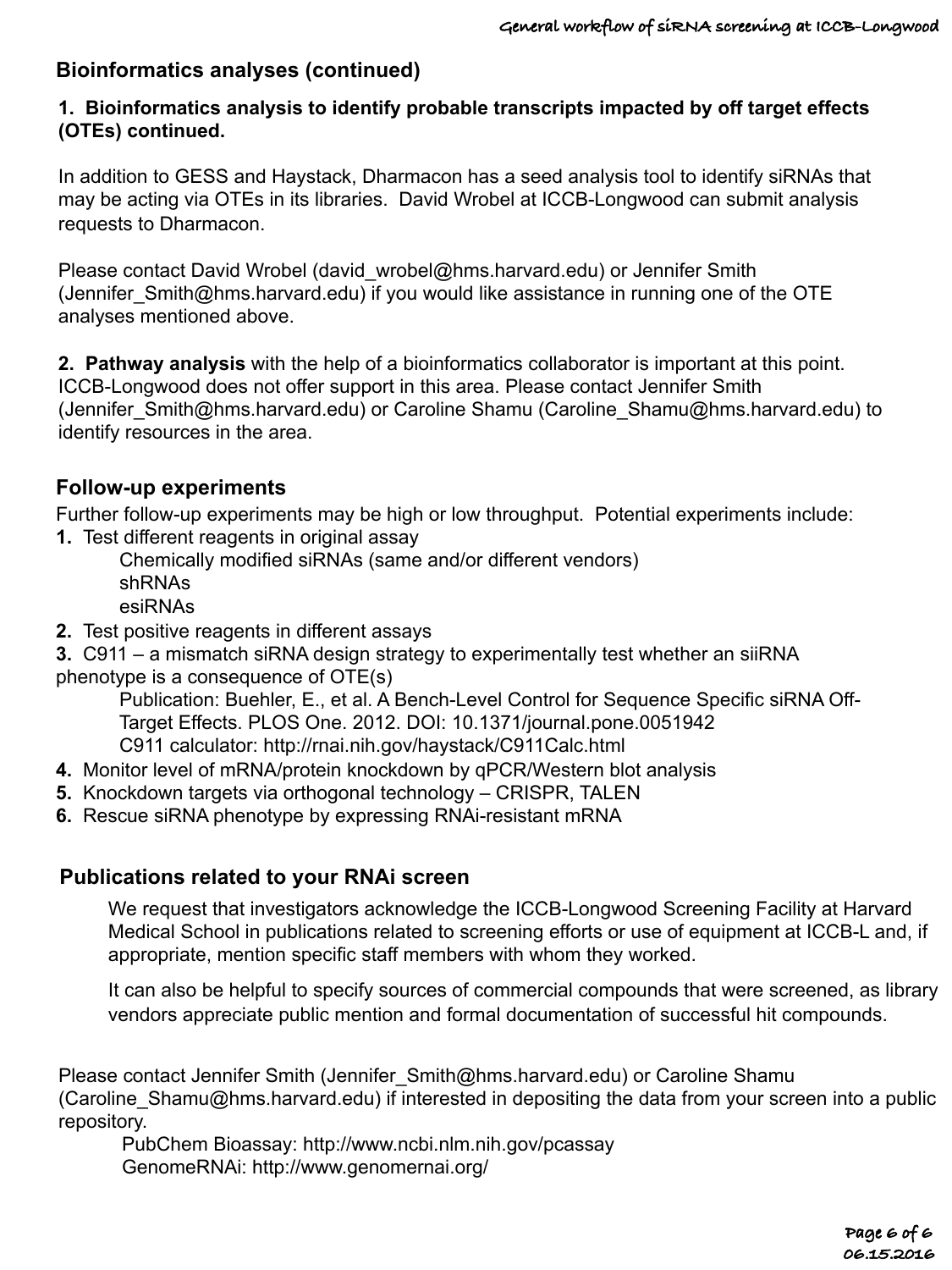## Bioinformatics analyses (continued)

**1. Bioinformatics analysis to identify probable transcripts impacted by off target effects (OTEs) continued.**

In addition to GESS and Haystack, Dharmacon has a seed analysis tool to identify siRNAs that may be acting via OTEs in its libraries. David Wrobel at ICCB-Longwood can submit analysis requests to Dharmacon.

Please contact David Wrobel (david_wrobel@hms.harvard.edu) or Jennifer Smith (Jennifer_Smith@hms.harvard.edu) if you would like assistance in running one of the OTE analyses mentioned above.

**2. Pathway analysis** with the help of a bioinformatics collaborator is important at this point. ICCB-Longwood does not offer support in this area. Please contact Jennifer Smith (Jennifer_Smith@hms.harvard.edu) or Caroline Shamu (Caroline_Shamu@hms.harvard.edu) to identify resources in the area.

## Follow-up experiments

Further follow-up experiments may be high or low throughput. Potential experiments include:

**1.** Test different reagents in original assay
- Chemically modified siRNAs (same and/or different vendors)
- shRNAs
- esiRNAs

**2.** Test positive reagents in different assays

**3.** C911 – a mismatch siRNA design strategy to experimentally test whether an siiRNA phenotype is a consequence of OTE(s)
- Publication: Buehler, E., et al. A Bench-Level Control for Sequence Specific siRNA Off-Target Effects. PLOS One. 2012. DOI: 10.1371/journal.pone.0051942
- C911 calculator: http://rnai.nih.gov/haystack/C911Calc.html

**4.** Monitor level of mRNA/protein knockdown by qPCR/Western blot analysis

**5.** Knockdown targets via orthogonal technology – CRISPR, TALEN

**6.** Rescue siRNA phenotype by expressing RNAi-resistant mRNA

## Publications related to your RNAi screen

We request that investigators acknowledge the ICCB-Longwood Screening Facility at Harvard Medical School in publications related to screening efforts or use of equipment at ICCB-L and, if appropriate, mention specific staff members with whom they worked.

It can also be helpful to specify sources of commercial compounds that were screened, as library vendors appreciate public mention and formal documentation of successful hit compounds.

Please contact Jennifer Smith (Jennifer_Smith@hms.harvard.edu) or Caroline Shamu (Caroline_Shamu@hms.harvard.edu) if interested in depositing the data from your screen into a public repository.

- PubChem Bioassay: http://www.ncbi.nlm.nih.gov/pcassay
- GenomeRNAi: http://www.genomernai.org/